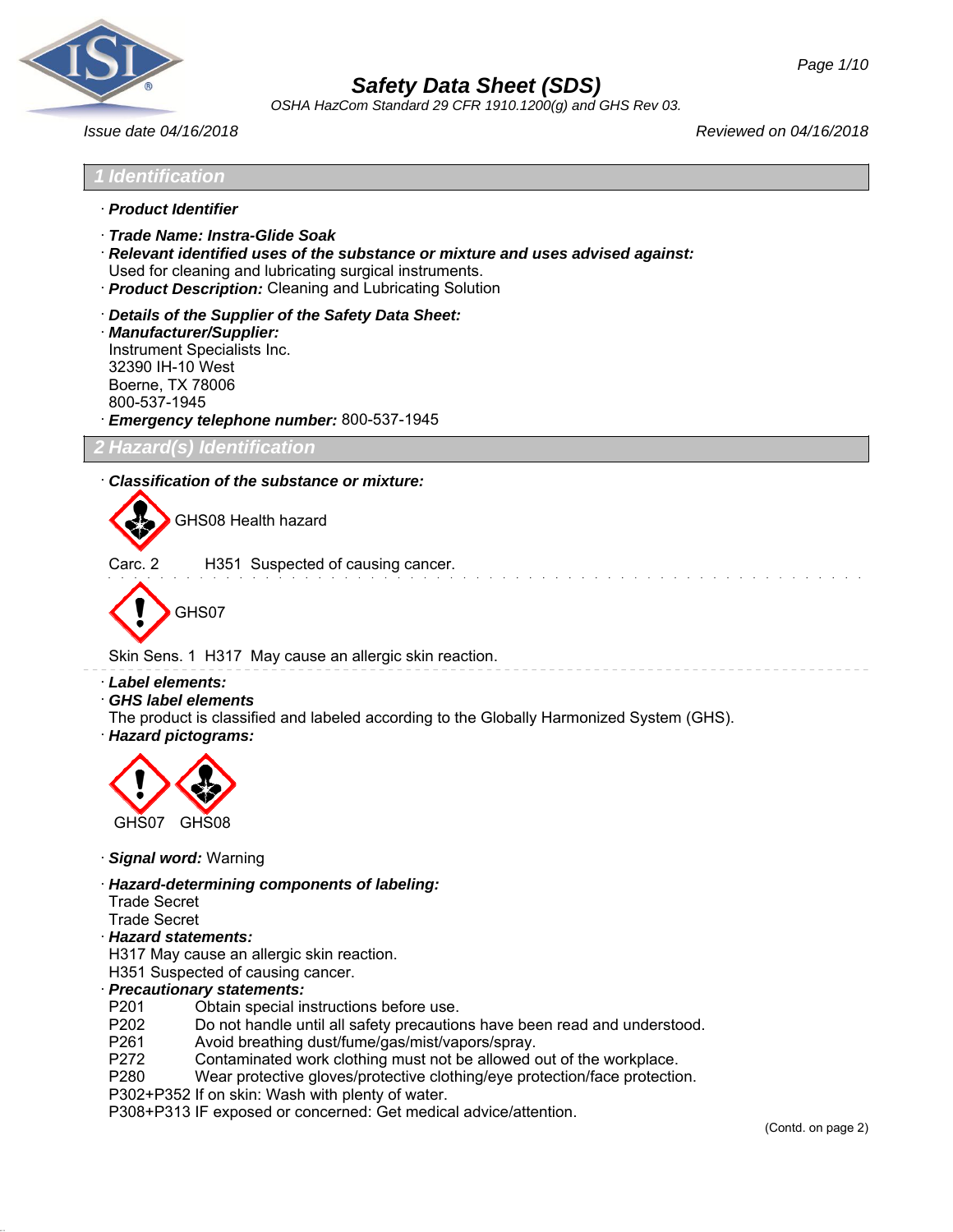# Safety Data Sheet (SDS)

*OSHA HazCom Standard 29 CFR 1910.1200(g) and GHS Rev 03.*

*Issue date 04/16/2018* *Reviewed on 04/16/2018*

## 1 Identification

· **Product Identifier**

· **Trade Name: Instra-Glide Soak**

· **Relevant identified uses of the substance or mixture and uses advised against:**
Used for cleaning and lubricating surgical instruments.

· **Product Description:** Cleaning and Lubricating Solution

· **Details of the Supplier of the Safety Data Sheet:**

· **Manufacturer/Supplier:**
Instrument Specialists Inc.
32390 IH-10 West
Boerne, TX 78006
800-537-1945

· **Emergency telephone number:** 800-537-1945

## 2 Hazard(s) Identification

· **Classification of the substance or mixture:**

GHS08 Health hazard

Carc. 2 H351 Suspected of causing cancer.

GHS07

Skin Sens. 1 H317 May cause an allergic skin reaction.

· **Label elements:**

· **GHS label elements**
The product is classified and labeled according to the Globally Harmonized System (GHS).

· **Hazard pictograms:**

GHS07 GHS08

· **Signal word:** Warning

· **Hazard-determining components of labeling:**
Trade Secret
Trade Secret

· **Hazard statements:**
H317 May cause an allergic skin reaction.
H351 Suspected of causing cancer.

· **Precautionary statements:**

P201 Obtain special instructions before use.
P202 Do not handle until all safety precautions have been read and understood.
P261 Avoid breathing dust/fume/gas/mist/vapors/spray.
P272 Contaminated work clothing must not be allowed out of the workplace.
P280 Wear protective gloves/protective clothing/eye protection/face protection.
P302+P352 If on skin: Wash with plenty of water.
P308+P313 IF exposed or concerned: Get medical advice/attention.

(Contd. on page 2)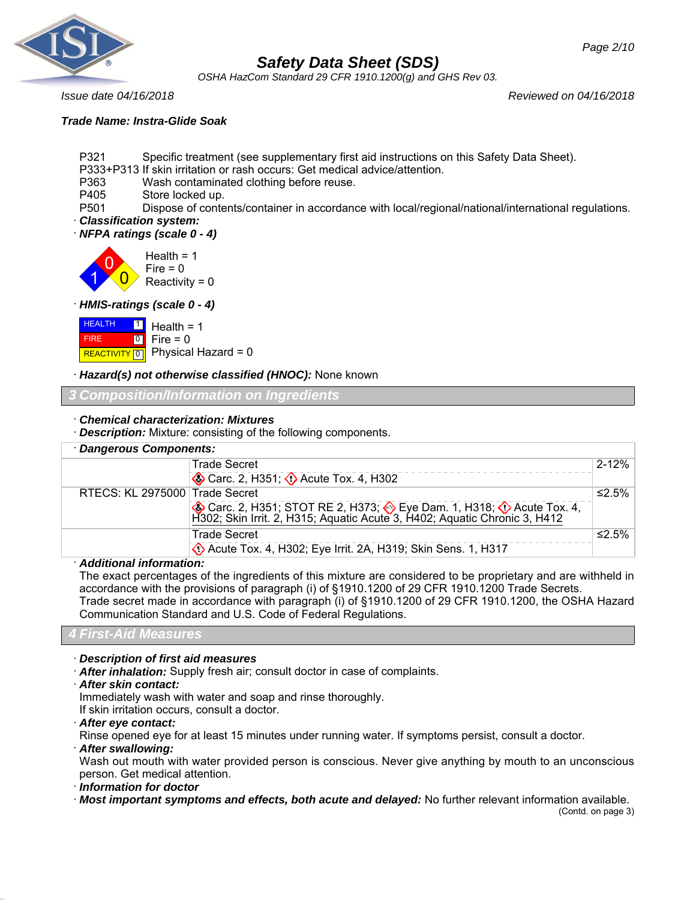**Trade Name: Instra-Glide Soak**

P321 Specific treatment (see supplementary first aid instructions on this Safety Data Sheet).
P333+P313 If skin irritation or rash occurs: Get medical advice/attention.
P363 Wash contaminated clothing before reuse.
P405 Store locked up.
P501 Dispose of contents/container in accordance with local/regional/national/international regulations.

· ***Classification system:***

· ***NFPA ratings (scale 0 - 4)***

Health = 1
Fire = 0
Reactivity = 0

· ***HMIS-ratings (scale 0 - 4)***

| | | |
|---|---|---|
| HEALTH | 1 | Health = 1 |
| FIRE | 0 | Fire = 0 |
| REACTIVITY | 0 | Physical Hazard = 0 |

· ***Hazard(s) not otherwise classified (HNOC):*** None known

## 3 Composition/Information on Ingredients

· ***Chemical characterization: Mixtures***

· ***Description:*** Mixture: consisting of the following components.

· ***Dangerous Components:***

| | | |
|---|---|---|
| | Trade Secret<br>Carc. 2, H351; Acute Tox. 4, H302 | 2-12% |
| RTECS: KL 2975000 | Trade Secret<br>Carc. 2, H351; STOT RE 2, H373; Eye Dam. 1, H318; Acute Tox. 4, H302; Skin Irrit. 2, H315; Aquatic Acute 3, H402; Aquatic Chronic 3, H412 | ≤2.5% |
| | Trade Secret<br>Acute Tox. 4, H302; Eye Irrit. 2A, H319; Skin Sens. 1, H317 | ≤2.5% |

· ***Additional information:***
The exact percentages of the ingredients of this mixture are considered to be proprietary and are withheld in accordance with the provisions of paragraph (i) of §1910.1200 of 29 CFR 1910.1200 Trade Secrets.
Trade secret made in accordance with paragraph (i) of §1910.1200 of 29 CFR 1910.1200, the OSHA Hazard Communication Standard and U.S. Code of Federal Regulations.

## 4 First-Aid Measures

· ***Description of first aid measures***

· ***After inhalation:*** Supply fresh air; consult doctor in case of complaints.

· ***After skin contact:***
Immediately wash with water and soap and rinse thoroughly.
If skin irritation occurs, consult a doctor.

· ***After eye contact:***
Rinse opened eye for at least 15 minutes under running water. If symptoms persist, consult a doctor.

· ***After swallowing:***
Wash out mouth with water provided person is conscious. Never give anything by mouth to an unconscious person. Get medical attention.

· ***Information for doctor***

· ***Most important symptoms and effects, both acute and delayed:*** No further relevant information available.

(Contd. on page 3)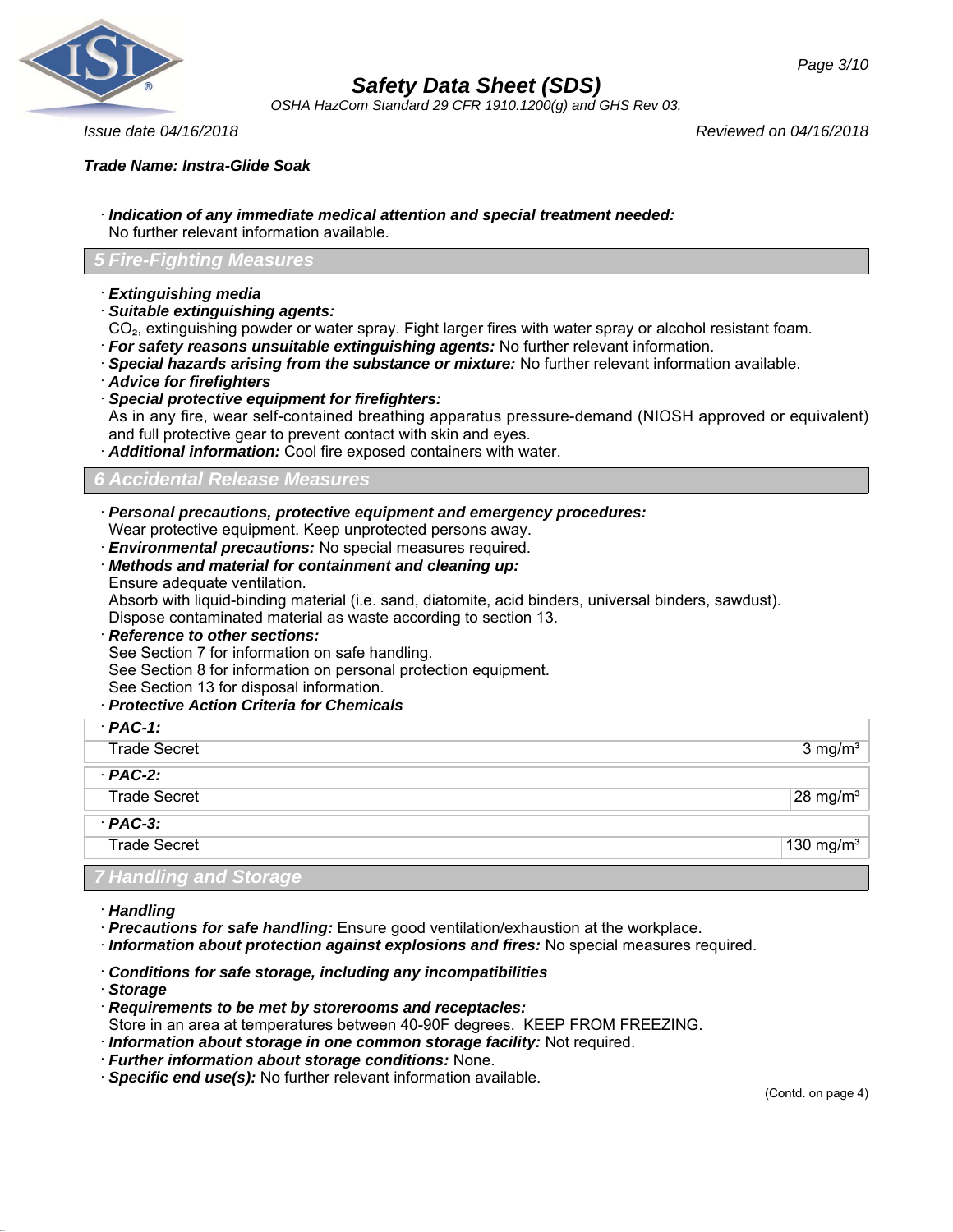**Trade Name: Instra-Glide Soak**

· ***Indication of any immediate medical attention and special treatment needed:***
No further relevant information available.

## 5 Fire-Fighting Measures

· ***Extinguishing media***
· ***Suitable extinguishing agents:***
$CO_2$, extinguishing powder or water spray. Fight larger fires with water spray or alcohol resistant foam.
· ***For safety reasons unsuitable extinguishing agents:*** No further relevant information.
· ***Special hazards arising from the substance or mixture:*** No further relevant information available.
· ***Advice for firefighters***
· ***Special protective equipment for firefighters:***
As in any fire, wear self-contained breathing apparatus pressure-demand (NIOSH approved or equivalent) and full protective gear to prevent contact with skin and eyes.
· ***Additional information:*** Cool fire exposed containers with water.

## 6 Accidental Release Measures

· ***Personal precautions, protective equipment and emergency procedures:***
Wear protective equipment. Keep unprotected persons away.
· ***Environmental precautions:*** No special measures required.
· ***Methods and material for containment and cleaning up:***
Ensure adequate ventilation.
Absorb with liquid-binding material (i.e. sand, diatomite, acid binders, universal binders, sawdust).
Dispose contaminated material as waste according to section 13.
· ***Reference to other sections:***
See Section 7 for information on safe handling.
See Section 8 for information on personal protection equipment.
See Section 13 for disposal information.
· ***Protective Action Criteria for Chemicals***

| · ***PAC-1:*** | |
|---|---|
| Trade Secret | 3 mg/m³ |
| · ***PAC-2:*** | |
| Trade Secret | 28 mg/m³ |
| · ***PAC-3:*** | |
| Trade Secret | 130 mg/m³ |

## 7 Handling and Storage

· ***Handling***
· ***Precautions for safe handling:*** Ensure good ventilation/exhaustion at the workplace.
· ***Information about protection against explosions and fires:*** No special measures required.

· ***Conditions for safe storage, including any incompatibilities***
· ***Storage***
· ***Requirements to be met by storerooms and receptacles:***
Store in an area at temperatures between 40-90F degrees. KEEP FROM FREEZING.
· ***Information about storage in one common storage facility:*** Not required.
· ***Further information about storage conditions:*** None.
· ***Specific end use(s):*** No further relevant information available.

(Contd. on page 4)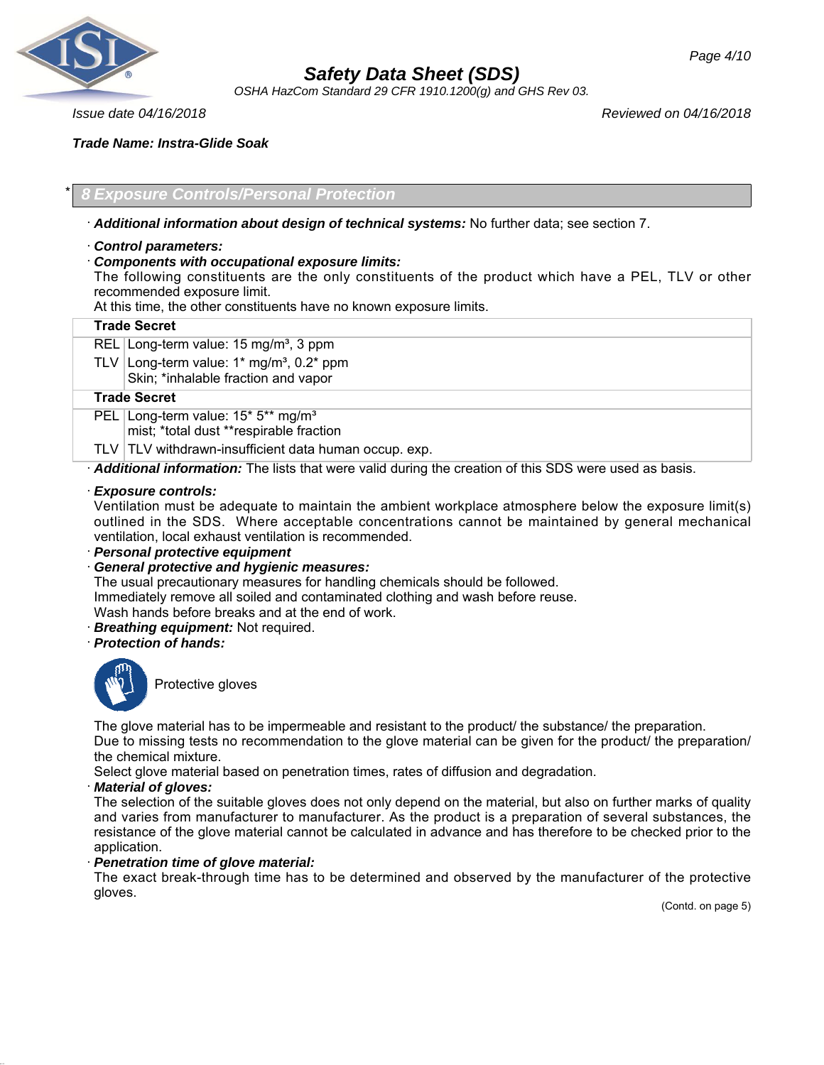Trade Name: Instra-Glide Soak

## * 8 Exposure Controls/Personal Protection

· **Additional information about design of technical systems:** No further data; see section 7.

· **Control parameters:**

· **Components with occupational exposure limits:**

The following constituents are the only constituents of the product which have a PEL, TLV or other recommended exposure limit.

At this time, the other constituents have no known exposure limits.

| **Trade Secret** | |
|---|---|
| REL | Long-term value: 15 mg/m³, 3 ppm |
| TLV | Long-term value: 1* mg/m³, 0.2* ppm<br>Skin; *inhalable fraction and vapor |
| **Trade Secret** | |
| PEL | Long-term value: 15* 5** mg/m³<br>mist; *total dust **respirable fraction |
| TLV | TLV withdrawn-insufficient data human occup. exp. |

· **Additional information:** The lists that were valid during the creation of this SDS were used as basis.

· **Exposure controls:**

Ventilation must be adequate to maintain the ambient workplace atmosphere below the exposure limit(s) outlined in the SDS. Where acceptable concentrations cannot be maintained by general mechanical ventilation, local exhaust ventilation is recommended.

· **Personal protective equipment**

· **General protective and hygienic measures:**

The usual precautionary measures for handling chemicals should be followed.

Immediately remove all soiled and contaminated clothing and wash before reuse.

Wash hands before breaks and at the end of work.

· **Breathing equipment:** Not required.

· **Protection of hands:**

Protective gloves

The glove material has to be impermeable and resistant to the product/ the substance/ the preparation.

Due to missing tests no recommendation to the glove material can be given for the product/ the preparation/ the chemical mixture.

Select glove material based on penetration times, rates of diffusion and degradation.

· **Material of gloves:**

The selection of the suitable gloves does not only depend on the material, but also on further marks of quality and varies from manufacturer to manufacturer. As the product is a preparation of several substances, the resistance of the glove material cannot be calculated in advance and has therefore to be checked prior to the application.

· **Penetration time of glove material:**

The exact break-through time has to be determined and observed by the manufacturer of the protective gloves.

(Contd. on page 5)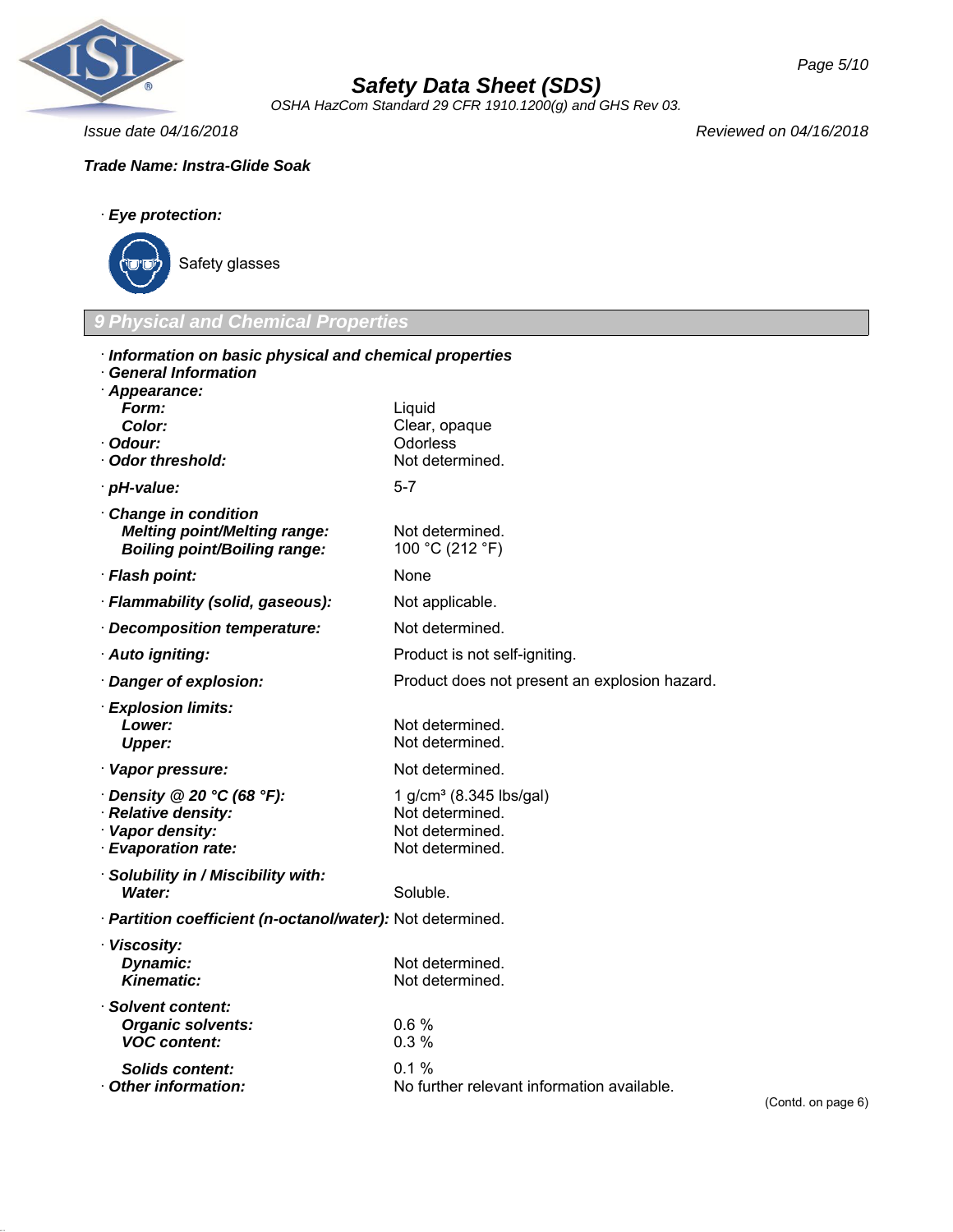Trade Name: **Instra-Glide Soak**

· **Eye protection:**

Safety glasses

## 9 Physical and Chemical Properties

· **Information on basic physical and chemical properties**
· **General Information**
· **Appearance:**

| | |
|---|---|
| **Form:** | Liquid |
| **Color:** | Clear, opaque |
| · **Odour:** | Odorless |
| · **Odor threshold:** | Not determined. |
| · **pH-value:** | 5-7 |
| · **Change in condition** | |
| **Melting point/Melting range:** | Not determined. |
| **Boiling point/Boiling range:** | 100 °C (212 °F) |
| · **Flash point:** | None |
| · **Flammability (solid, gaseous):** | Not applicable. |
| · **Decomposition temperature:** | Not determined. |
| · **Auto igniting:** | Product is not self-igniting. |
| · **Danger of explosion:** | Product does not present an explosion hazard. |
| · **Explosion limits:** | |
| **Lower:** | Not determined. |
| **Upper:** | Not determined. |
| · **Vapor pressure:** | Not determined. |
| · **Density @ 20 °C (68 °F):** | 1 g/cm³ (8.345 lbs/gal) |
| · **Relative density:** | Not determined. |
| · **Vapor density:** | Not determined. |
| · **Evaporation rate:** | Not determined. |
| · **Solubility in / Miscibility with:** | |
| **Water:** | Soluble. |
| · **Partition coefficient (n-octanol/water):** | Not determined. |
| · **Viscosity:** | |
| **Dynamic:** | Not determined. |
| **Kinematic:** | Not determined. |
| · **Solvent content:** | |
| **Organic solvents:** | 0.6 % |
| **VOC content:** | 0.3 % |
| **Solids content:** | 0.1 % |
| · **Other information:** | No further relevant information available. |

(Contd. on page 6)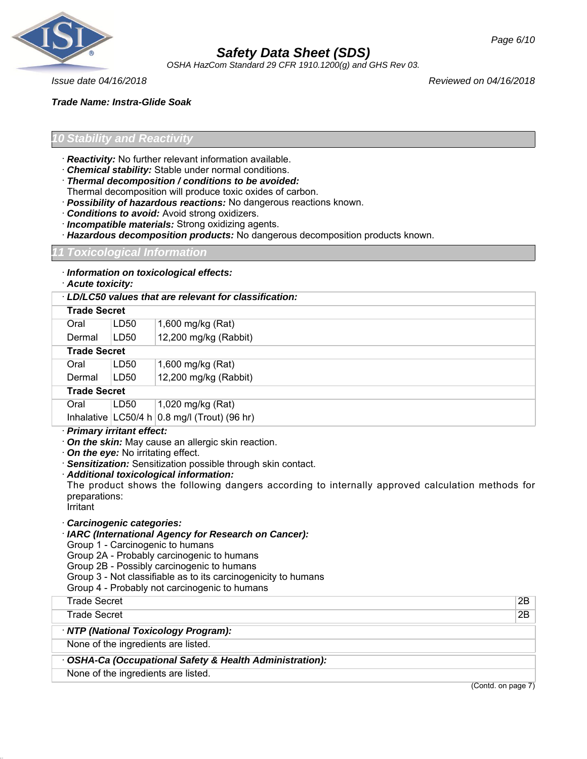**Trade Name: Instra-Glide Soak**

## 10 Stability and Reactivity

· ***Reactivity:*** No further relevant information available.
· ***Chemical stability:*** Stable under normal conditions.
· ***Thermal decomposition / conditions to be avoided:***
Thermal decomposition will produce toxic oxides of carbon.
· ***Possibility of hazardous reactions:*** No dangerous reactions known.
· ***Conditions to avoid:*** Avoid strong oxidizers.
· ***Incompatible materials:*** Strong oxidizing agents.
· ***Hazardous decomposition products:*** No dangerous decomposition products known.

## 11 Toxicological Information

· ***Information on toxicological effects:***
· ***Acute toxicity:***

| · ***LD/LC50 values that are relevant for classification:*** | | |
|---|---|---|
| **Trade Secret** | | |
| Oral | LD50 | 1,600 mg/kg (Rat) |
| Dermal | LD50 | 12,200 mg/kg (Rabbit) |
| **Trade Secret** | | |
| Oral | LD50 | 1,600 mg/kg (Rat) |
| Dermal | LD50 | 12,200 mg/kg (Rabbit) |
| **Trade Secret** | | |
| Oral | LD50 | 1,020 mg/kg (Rat) |
| Inhalative | LC50/4 h | 0.8 mg/l (Trout) (96 hr) |

· ***Primary irritant effect:***
· ***On the skin:*** May cause an allergic skin reaction.
· ***On the eye:*** No irritating effect.
· ***Sensitization:*** Sensitization possible through skin contact.
· ***Additional toxicological information:***
The product shows the following dangers according to internally approved calculation methods for preparations:
Irritant

· ***Carcinogenic categories:***
· ***IARC (International Agency for Research on Cancer):***
Group 1 - Carcinogenic to humans
Group 2A - Probably carcinogenic to humans
Group 2B - Possibly carcinogenic to humans
Group 3 - Not classifiable as to its carcinogenicity to humans
Group 4 - Probably not carcinogenic to humans

| | |
|---|---|
| Trade Secret | 2B |
| Trade Secret | 2B |

| · ***NTP (National Toxicology Program):*** |
|---|
| None of the ingredients are listed. |

| · ***OSHA-Ca (Occupational Safety & Health Administration):*** |
|---|
| None of the ingredients are listed. |

(Contd. on page 7)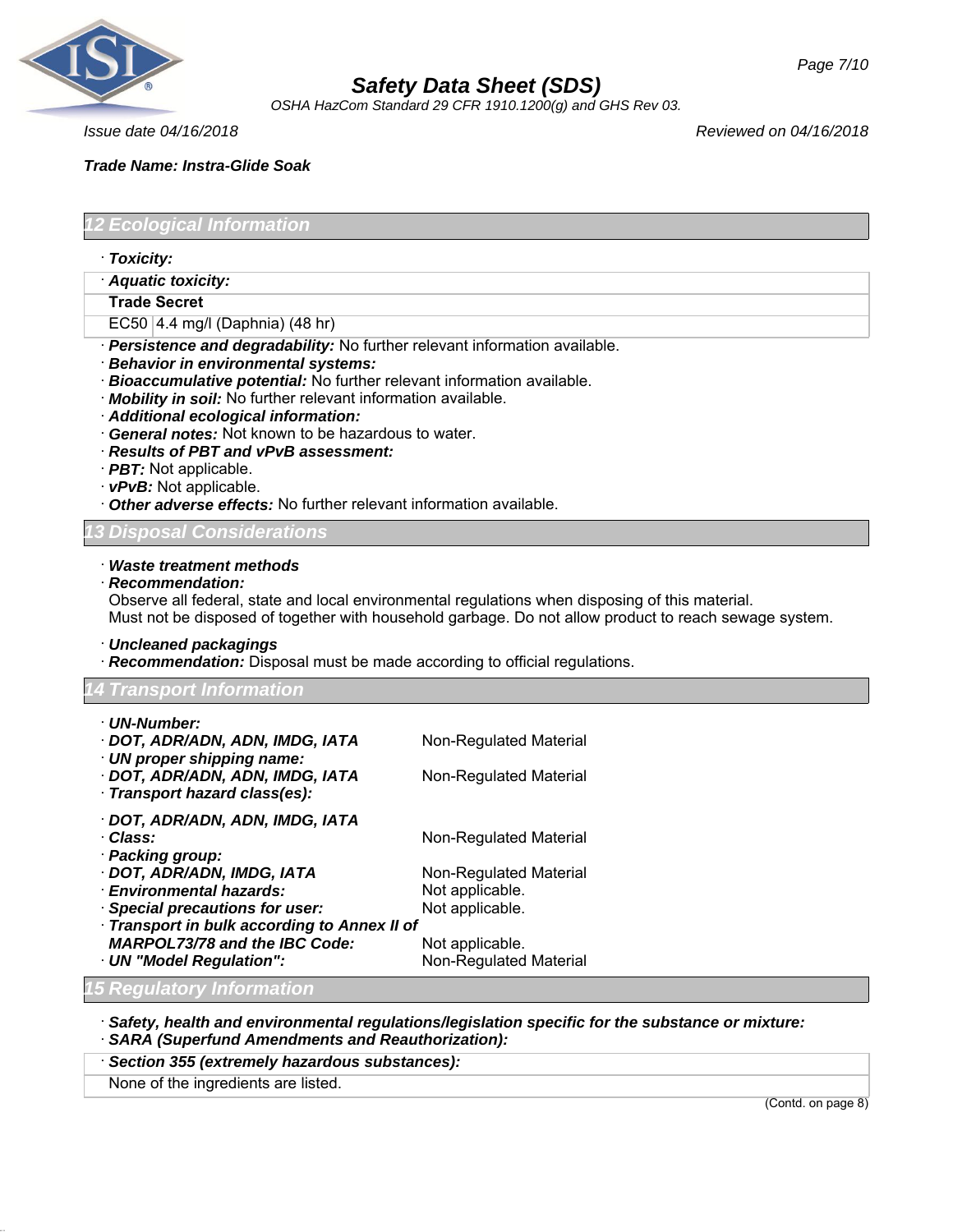## 12 Ecological Information

· **Toxicity:**

| · **Aquatic toxicity:** | |
|---|---|
| **Trade Secret** | |
| EC50 | 4.4 mg/l (Daphnia) (48 hr) |

· ***Persistence and degradability:*** No further relevant information available.
· ***Behavior in environmental systems:***
· ***Bioaccumulative potential:*** No further relevant information available.
· ***Mobility in soil:*** No further relevant information available.
· ***Additional ecological information:***
· ***General notes:*** Not known to be hazardous to water.
· ***Results of PBT and vPvB assessment:***
· ***PBT:*** Not applicable.
· ***vPvB:*** Not applicable.
· ***Other adverse effects:*** No further relevant information available.

## 13 Disposal Considerations

· ***Waste treatment methods***
· ***Recommendation:***
Observe all federal, state and local environmental regulations when disposing of this material.
Must not be disposed of together with household garbage. Do not allow product to reach sewage system.

· ***Uncleaned packagings***
· ***Recommendation:*** Disposal must be made according to official regulations.

## 14 Transport Information

· ***UN-Number:***
· ***DOT, ADR/ADN, ADN, IMDG, IATA*** Non-Regulated Material
· ***UN proper shipping name:***
· ***DOT, ADR/ADN, ADN, IMDG, IATA*** Non-Regulated Material
· ***Transport hazard class(es):***

· ***DOT, ADR/ADN, ADN, IMDG, IATA***
· ***Class:*** Non-Regulated Material
· ***Packing group:***
· ***DOT, ADR/ADN, IMDG, IATA*** Non-Regulated Material
· ***Environmental hazards:*** Not applicable.
· ***Special precautions for user:*** Not applicable.
· ***Transport in bulk according to Annex II of MARPOL73/78 and the IBC Code:*** Not applicable.
· ***UN "Model Regulation":*** Non-Regulated Material

## 15 Regulatory Information

· ***Safety, health and environmental regulations/legislation specific for the substance or mixture:***
· ***SARA (Superfund Amendments and Reauthorization):***

| · ***Section 355 (extremely hazardous substances):*** |
|---|
| None of the ingredients are listed. |

(Contd. on page 8)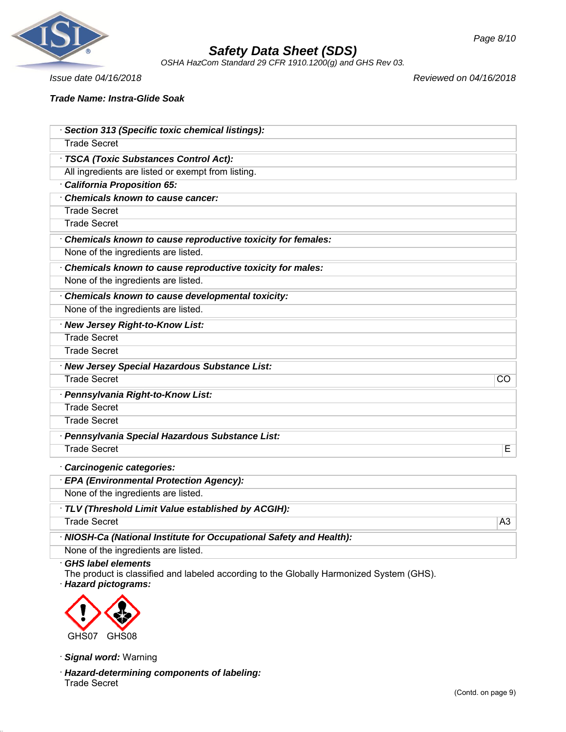**Trade Name: Instra-Glide Soak**

· **Section 313 (Specific toxic chemical listings):**
Trade Secret

· **TSCA (Toxic Substances Control Act):**
All ingredients are listed or exempt from listing.

· **California Proposition 65:**

· **Chemicals known to cause cancer:**
Trade Secret
Trade Secret

· **Chemicals known to cause reproductive toxicity for females:**
None of the ingredients are listed.

· **Chemicals known to cause reproductive toxicity for males:**
None of the ingredients are listed.

· **Chemicals known to cause developmental toxicity:**
None of the ingredients are listed.

· **New Jersey Right-to-Know List:**
Trade Secret
Trade Secret

· **New Jersey Special Hazardous Substance List:**

| Trade Secret | CO |
|---|---|

· **Pennsylvania Right-to-Know List:**
Trade Secret
Trade Secret

· **Pennsylvania Special Hazardous Substance List:**

| Trade Secret | E |
|---|---|

· **Carcinogenic categories:**

· **EPA (Environmental Protection Agency):**
None of the ingredients are listed.

· **TLV (Threshold Limit Value established by ACGIH):**

| Trade Secret | A3 |
|---|---|

· **NIOSH-Ca (National Institute for Occupational Safety and Health):**
None of the ingredients are listed.

· **GHS label elements**
The product is classified and labeled according to the Globally Harmonized System (GHS).

· **Hazard pictograms:**

GHS07 GHS08

· **Signal word:** Warning

· **Hazard-determining components of labeling:**
Trade Secret

(Contd. on page 9)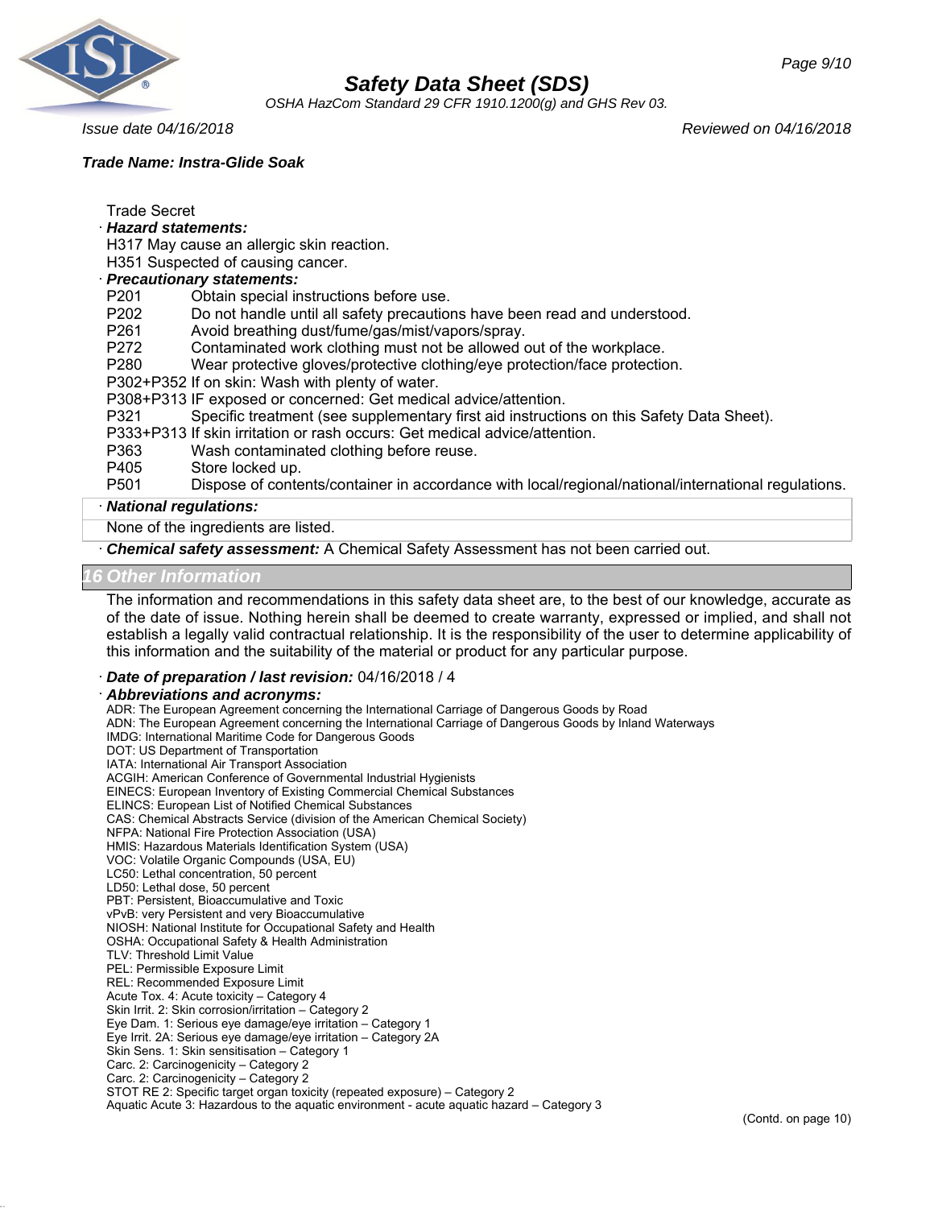Trade Secret

· **Hazard statements:**

H317 May cause an allergic skin reaction.
H351 Suspected of causing cancer.

· **Precautionary statements:**

P201 Obtain special instructions before use.
P202 Do not handle until all safety precautions have been read and understood.
P261 Avoid breathing dust/fume/gas/mist/vapors/spray.
P272 Contaminated work clothing must not be allowed out of the workplace.
P280 Wear protective gloves/protective clothing/eye protection/face protection.
P302+P352 If on skin: Wash with plenty of water.
P308+P313 IF exposed or concerned: Get medical advice/attention.
P321 Specific treatment (see supplementary first aid instructions on this Safety Data Sheet).
P333+P313 If skin irritation or rash occurs: Get medical advice/attention.
P363 Wash contaminated clothing before reuse.
P405 Store locked up.
P501 Dispose of contents/container in accordance with local/regional/national/international regulations.

· **National regulations:**

None of the ingredients are listed.

· **Chemical safety assessment:** A Chemical Safety Assessment has not been carried out.

## 16 Other Information

The information and recommendations in this safety data sheet are, to the best of our knowledge, accurate as of the date of issue. Nothing herein shall be deemed to create warranty, expressed or implied, and shall not establish a legally valid contractual relationship. It is the responsibility of the user to determine applicability of this information and the suitability of the material or product for any particular purpose.

· **Date of preparation / last revision:** 04/16/2018 / 4

· **Abbreviations and acronyms:**

ADR: The European Agreement concerning the International Carriage of Dangerous Goods by Road
ADN: The European Agreement concerning the International Carriage of Dangerous Goods by Inland Waterways
IMDG: International Maritime Code for Dangerous Goods
DOT: US Department of Transportation
IATA: International Air Transport Association
ACGIH: American Conference of Governmental Industrial Hygienists
EINECS: European Inventory of Existing Commercial Chemical Substances
ELINCS: European List of Notified Chemical Substances
CAS: Chemical Abstracts Service (division of the American Chemical Society)
NFPA: National Fire Protection Association (USA)
HMIS: Hazardous Materials Identification System (USA)
VOC: Volatile Organic Compounds (USA, EU)
LC50: Lethal concentration, 50 percent
LD50: Lethal dose, 50 percent
PBT: Persistent, Bioaccumulative and Toxic
vPvB: very Persistent and very Bioaccumulative
NIOSH: National Institute for Occupational Safety and Health
OSHA: Occupational Safety & Health Administration
TLV: Threshold Limit Value
PEL: Permissible Exposure Limit
REL: Recommended Exposure Limit
Acute Tox. 4: Acute toxicity – Category 4
Skin Irrit. 2: Skin corrosion/irritation – Category 2
Eye Dam. 1: Serious eye damage/eye irritation – Category 1
Eye Irrit. 2A: Serious eye damage/eye irritation – Category 2A
Skin Sens. 1: Skin sensitisation – Category 1
Carc. 2: Carcinogenicity – Category 2
Carc. 2: Carcinogenicity – Category 2
STOT RE 2: Specific target organ toxicity (repeated exposure) – Category 2
Aquatic Acute 3: Hazardous to the aquatic environment - acute aquatic hazard – Category 3

(Contd. on page 10)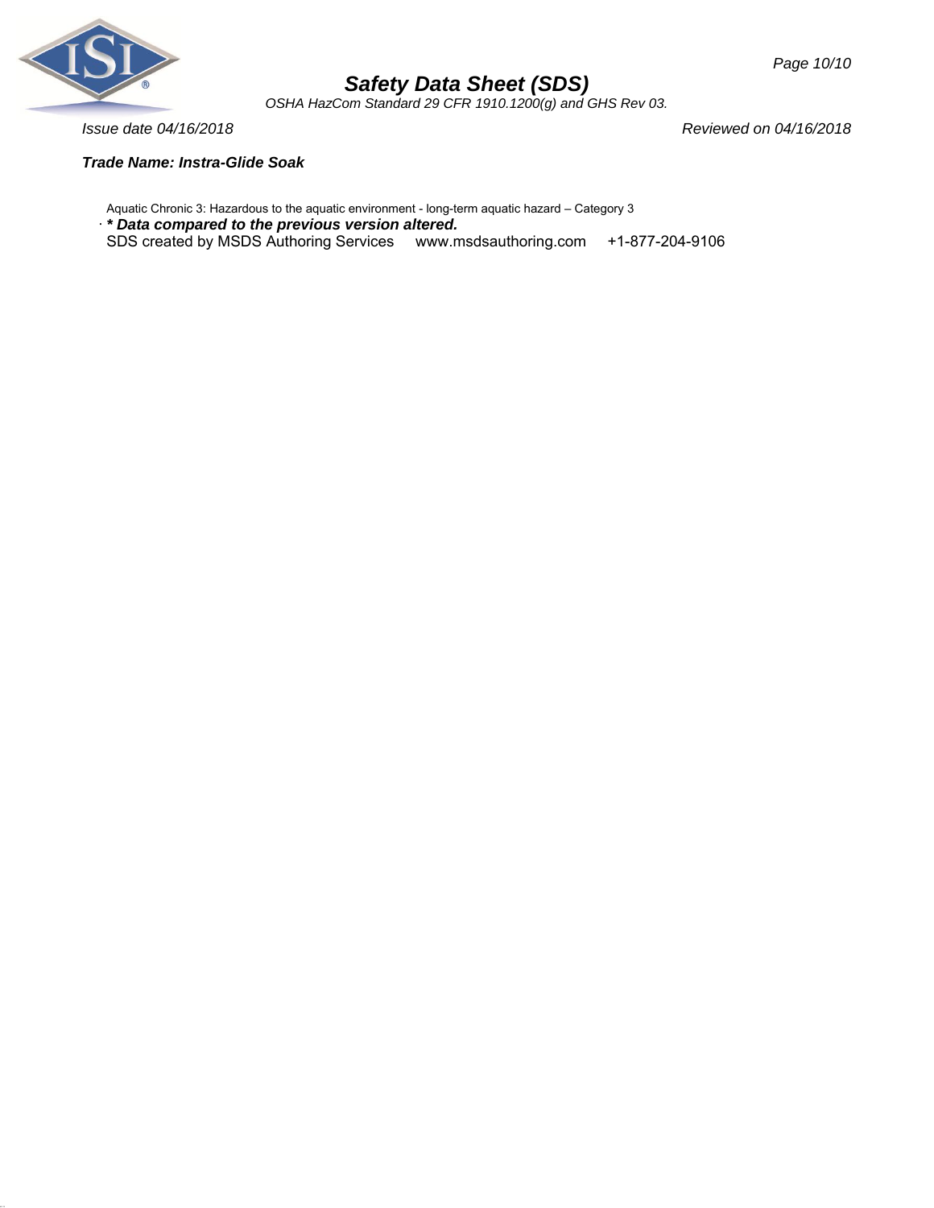Aquatic Chronic 3: Hazardous to the aquatic environment - long-term aquatic hazard – Category 3

· ***\* Data compared to the previous version altered.***

SDS created by MSDS Authoring Services www.msdsauthoring.com +1-877-204-9106